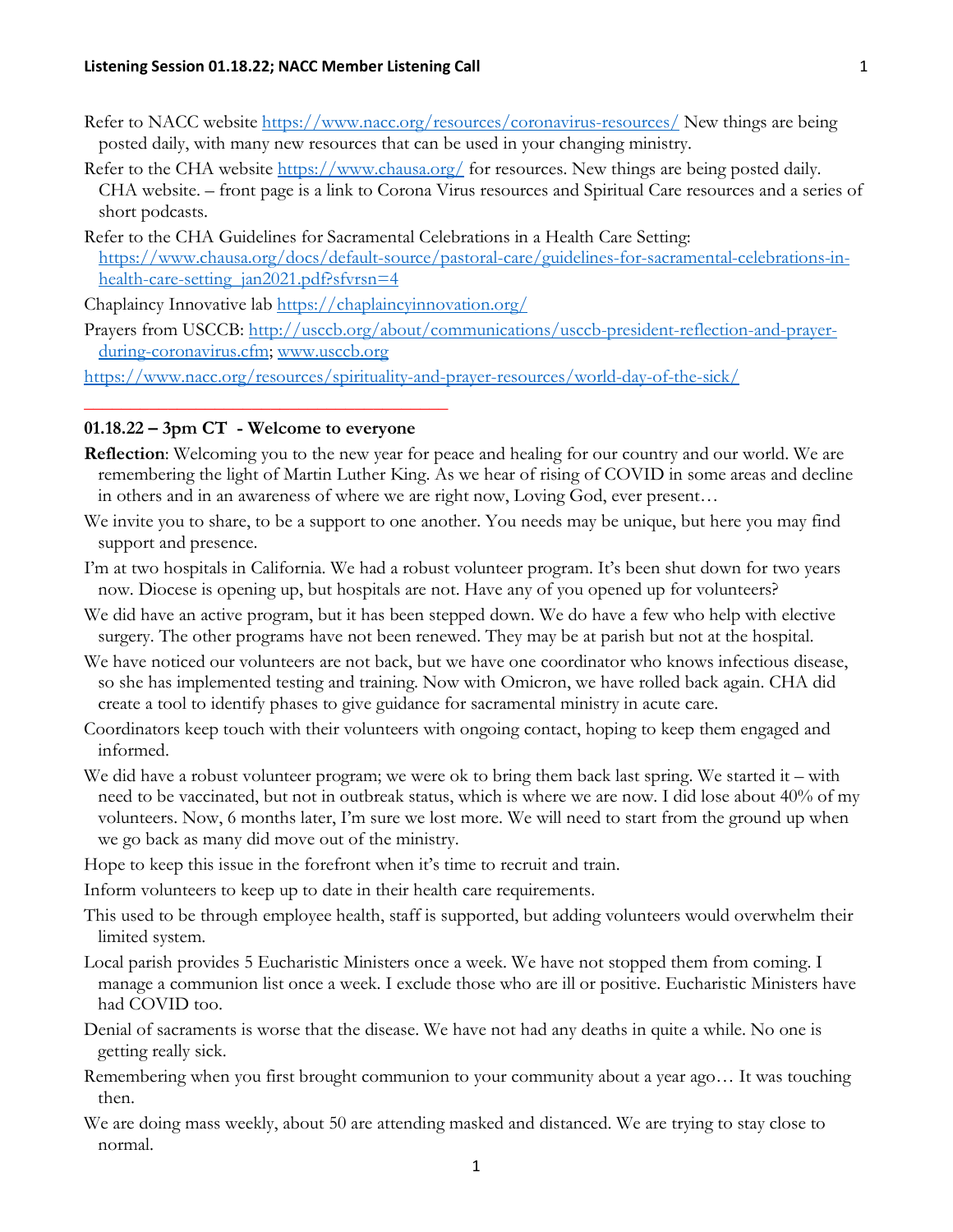Refer to NACC website https://www.nacc.org/resources/coronavirus-resources/ New things are being posted daily, with many new resources that can be used in your changing ministry.

Refer to the CHA website https://www.chausa.org/ for resources. New things are being posted daily. CHA website. – front page is a link to Corona Virus resources and Spiritual Care resources and a series of short podcasts.

Refer to the CHA Guidelines for Sacramental Celebrations in a Health Care Setting: https://www.chausa.org/docs/default-source/pastoral-care/guidelines-for-sacramental-celebrations-in-health-care-setting_jan2021.pdf?sfvrsn=4

Chaplaincy Innovative lab https://chaplaincyinnovation.org/

Prayers from USCCB: http://usccb.org/about/communications/usccb-president-reflection-and-prayer-during-coronavirus.cfm; www.usccb.org

https://www.nacc.org/resources/spirituality-and-prayer-resources/world-day-of-the-sick/

---

**01.18.22 – 3pm CT - Welcome to everyone**

**Reflection**: Welcoming you to the new year for peace and healing for our country and our world. We are remembering the light of Martin Luther King. As we hear of rising of COVID in some areas and decline in others and in an awareness of where we are right now, Loving God, ever present…

We invite you to share, to be a support to one another. You needs may be unique, but here you may find support and presence.

I'm at two hospitals in California. We had a robust volunteer program. It's been shut down for two years now. Diocese is opening up, but hospitals are not. Have any of you opened up for volunteers?

We did have an active program, but it has been stepped down. We do have a few who help with elective surgery. The other programs have not been renewed. They may be at parish but not at the hospital.

We have noticed our volunteers are not back, but we have one coordinator who knows infectious disease, so she has implemented testing and training. Now with Omicron, we have rolled back again. CHA did create a tool to identify phases to give guidance for sacramental ministry in acute care.

Coordinators keep touch with their volunteers with ongoing contact, hoping to keep them engaged and informed.

We did have a robust volunteer program; we were ok to bring them back last spring. We started it – with need to be vaccinated, but not in outbreak status, which is where we are now. I did lose about 40% of my volunteers. Now, 6 months later, I'm sure we lost more. We will need to start from the ground up when we go back as many did move out of the ministry.

Hope to keep this issue in the forefront when it's time to recruit and train.

Inform volunteers to keep up to date in their health care requirements.

This used to be through employee health, staff is supported, but adding volunteers would overwhelm their limited system.

Local parish provides 5 Eucharistic Ministers once a week. We have not stopped them from coming. I manage a communion list once a week. I exclude those who are ill or positive. Eucharistic Ministers have had COVID too.

Denial of sacraments is worse that the disease. We have not had any deaths in quite a while. No one is getting really sick.

Remembering when you first brought communion to your community about a year ago… It was touching then.

We are doing mass weekly, about 50 are attending masked and distanced. We are trying to stay close to normal.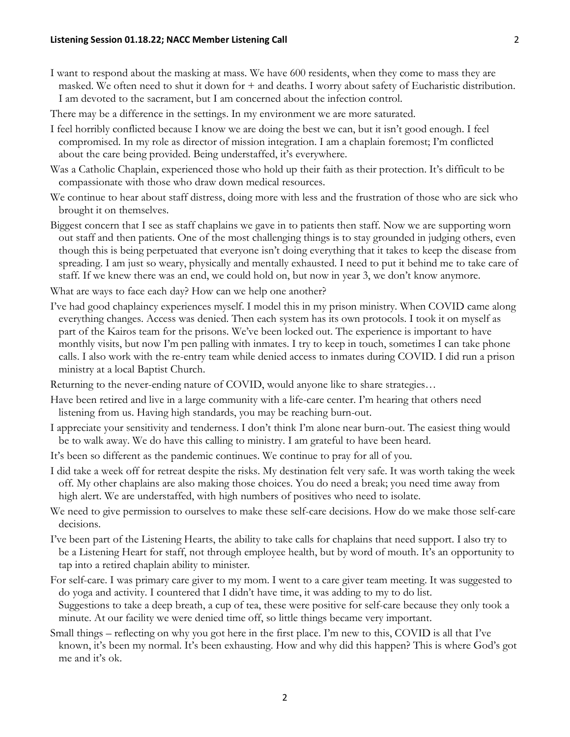I want to respond about the masking at mass. We have 600 residents, when they come to mass they are masked. We often need to shut it down for + and deaths. I worry about safety of Eucharistic distribution. I am devoted to the sacrament, but I am concerned about the infection control.

There may be a difference in the settings. In my environment we are more saturated.

I feel horribly conflicted because I know we are doing the best we can, but it isn't good enough. I feel compromised. In my role as director of mission integration. I am a chaplain foremost; I'm conflicted about the care being provided. Being understaffed, it's everywhere.

Was a Catholic Chaplain, experienced those who hold up their faith as their protection. It's difficult to be compassionate with those who draw down medical resources.

We continue to hear about staff distress, doing more with less and the frustration of those who are sick who brought it on themselves.

Biggest concern that I see as staff chaplains we gave in to patients then staff. Now we are supporting worn out staff and then patients. One of the most challenging things is to stay grounded in judging others, even though this is being perpetuated that everyone isn't doing everything that it takes to keep the disease from spreading. I am just so weary, physically and mentally exhausted. I need to put it behind me to take care of staff. If we knew there was an end, we could hold on, but now in year 3, we don't know anymore.

What are ways to face each day? How can we help one another?

I've had good chaplaincy experiences myself. I model this in my prison ministry. When COVID came along everything changes. Access was denied. Then each system has its own protocols. I took it on myself as part of the Kairos team for the prisons. We've been locked out. The experience is important to have monthly visits, but now I'm pen palling with inmates. I try to keep in touch, sometimes I can take phone calls. I also work with the re-entry team while denied access to inmates during COVID. I did run a prison ministry at a local Baptist Church.

Returning to the never-ending nature of COVID, would anyone like to share strategies…

Have been retired and live in a large community with a life-care center. I'm hearing that others need listening from us. Having high standards, you may be reaching burn-out.

I appreciate your sensitivity and tenderness. I don't think I'm alone near burn-out. The easiest thing would be to walk away. We do have this calling to ministry. I am grateful to have been heard.

It's been so different as the pandemic continues. We continue to pray for all of you.

I did take a week off for retreat despite the risks. My destination felt very safe. It was worth taking the week off. My other chaplains are also making those choices. You do need a break; you need time away from high alert. We are understaffed, with high numbers of positives who need to isolate.

We need to give permission to ourselves to make these self-care decisions. How do we make those self-care decisions.

I've been part of the Listening Hearts, the ability to take calls for chaplains that need support. I also try to be a Listening Heart for staff, not through employee health, but by word of mouth. It's an opportunity to tap into a retired chaplain ability to minister.

For self-care. I was primary care giver to my mom. I went to a care giver team meeting. It was suggested to do yoga and activity. I countered that I didn't have time, it was adding to my to do list. Suggestions to take a deep breath, a cup of tea, these were positive for self-care because they only took a minute. At our facility we were denied time off, so little things became very important.

Small things – reflecting on why you got here in the first place. I'm new to this, COVID is all that I've known, it's been my normal. It's been exhausting. How and why did this happen? This is where God's got me and it's ok.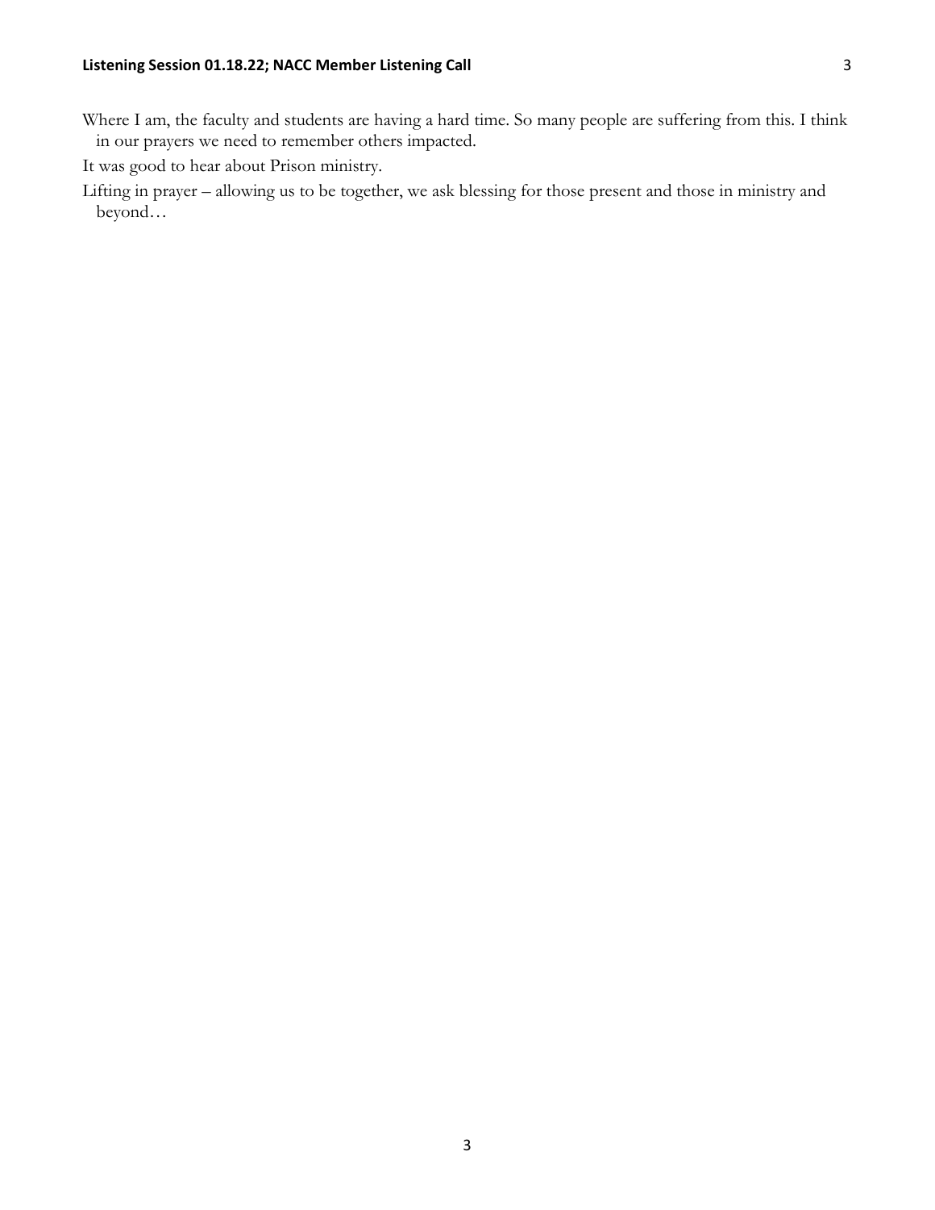Where I am, the faculty and students are having a hard time. So many people are suffering from this. I think in our prayers we need to remember others impacted.

It was good to hear about Prison ministry.

Lifting in prayer – allowing us to be together, we ask blessing for those present and those in ministry and beyond…